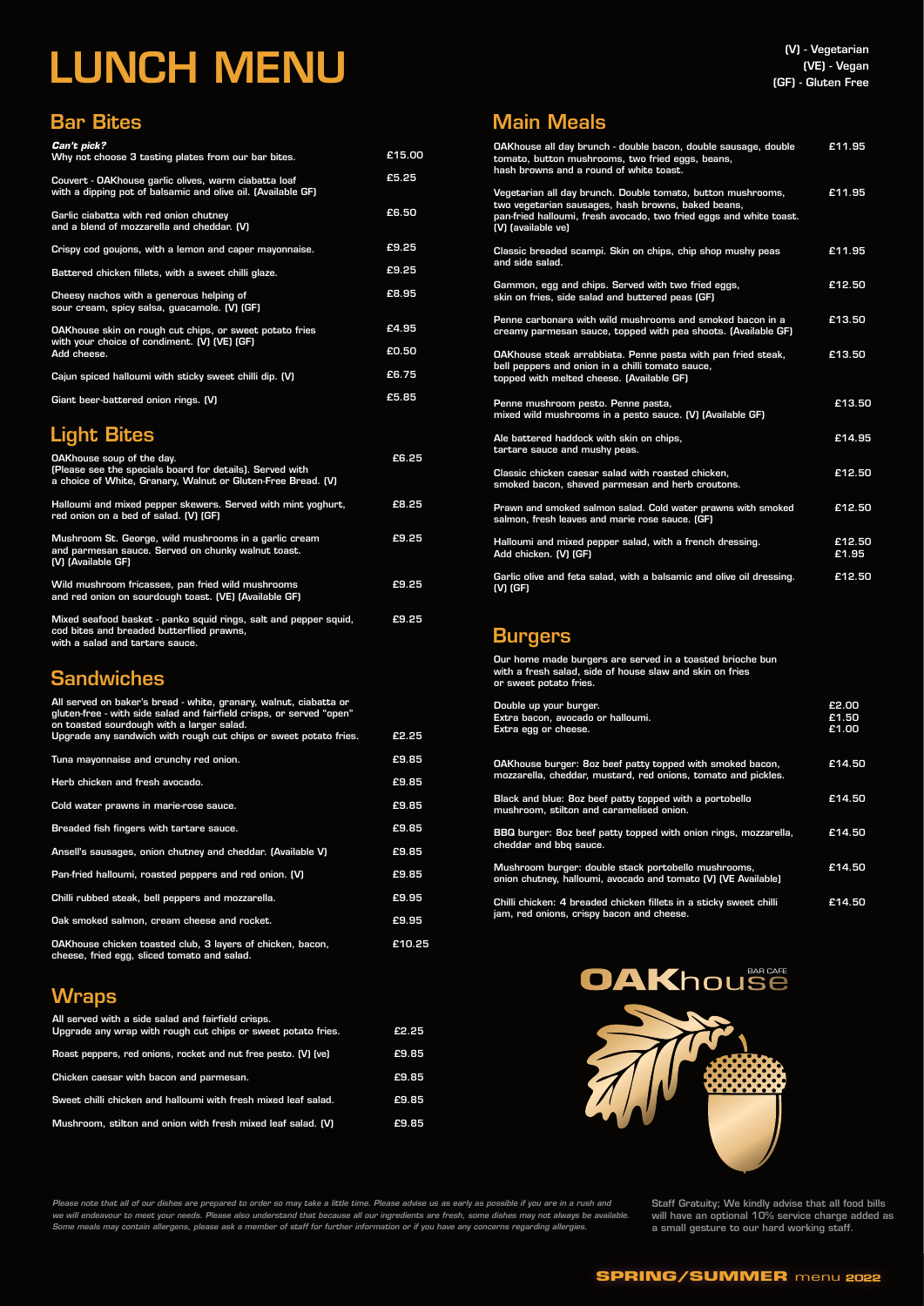# LUNCH MENU

(V) - Vegetarian
(VE) - Vegan
(GF) - Gluten Free

## Bar Bites

| | |
|---|---|
| ***Can't pick?*** Why not choose 3 tasting plates from our bar bites. | £15.00 |
| Couvert - OAKhouse garlic olives, warm ciabatta loaf with a dipping pot of balsamic and olive oil. (Available GF) | £5.25 |
| Garlic ciabatta with red onion chutney and a blend of mozzarella and cheddar. (V) | £6.50 |
| Crispy cod goujons, with a lemon and caper mayonnaise. | £9.25 |
| Battered chicken fillets, with a sweet chilli glaze. | £9.25 |
| Cheesy nachos with a generous helping of sour cream, spicy salsa, guacamole. (V) (GF) | £8.95 |
| OAKhouse skin on rough cut chips, or sweet potato fries with your choice of condiment. (V) (VE) (GF) | £4.95 |
| Add cheese. | £0.50 |
| Cajun spiced halloumi with sticky sweet chilli dip. (V) | £6.75 |
| Giant beer-battered onion rings. (V) | £5.85 |

## Light Bites

| | |
|---|---|
| OAKhouse soup of the day. (Please see the specials board for details). Served with a choice of White, Granary, Walnut or Gluten-Free Bread. (V) | £6.25 |
| Halloumi and mixed pepper skewers. Served with mint yoghurt, red onion on a bed of salad. (V) (GF) | £8.25 |
| Mushroom St. George, wild mushrooms in a garlic cream and parmesan sauce. Served on chunky walnut toast. (V) (Available GF) | £9.25 |
| Wild mushroom fricassee, pan fried wild mushrooms and red onion on sourdough toast. (VE) (Available GF) | £9.25 |
| Mixed seafood basket - panko squid rings, salt and pepper squid, cod bites and breaded butterflied prawns, with a salad and tartare sauce. | £9.25 |

## Sandwiches

| | |
|---|---|
| All served on baker's bread - white, granary, walnut, ciabatta or gluten-free - with side salad and fairfield crisps, or served "open" on toasted sourdough with a larger salad. Upgrade any sandwich with rough cut chips or sweet potato fries. | £2.25 |
| Tuna mayonnaise and crunchy red onion. | £9.85 |
| Herb chicken and fresh avocado. | £9.85 |
| Cold water prawns in marie-rose sauce. | £9.85 |
| Breaded fish fingers with tartare sauce. | £9.85 |
| Ansell's sausages, onion chutney and cheddar. (Available V) | £9.85 |
| Pan-fried halloumi, roasted peppers and red onion. (V) | £9.85 |
| Chilli rubbed steak, bell peppers and mozzarella. | £9.95 |
| Oak smoked salmon, cream cheese and rocket. | £9.95 |
| OAKhouse chicken toasted club, 3 layers of chicken, bacon, cheese, fried egg, sliced tomato and salad. | £10.25 |

## Wraps

| | |
|---|---|
| All served with a side salad and fairfield crisps. Upgrade any wrap with rough cut chips or sweet potato fries. | £2.25 |
| Roast peppers, red onions, rocket and nut free pesto. (V) (ve) | £9.85 |
| Chicken caesar with bacon and parmesan. | £9.85 |
| Sweet chilli chicken and halloumi with fresh mixed leaf salad. | £9.85 |
| Mushroom, stilton and onion with fresh mixed leaf salad. (V) | £9.85 |

## Main Meals

| | |
|---|---|
| OAKhouse all day brunch - double bacon, double sausage, double tomato, button mushrooms, two fried eggs, beans, hash browns and a round of white toast. | £11.95 |
| Vegetarian all day brunch. Double tomato, button mushrooms, two vegetarian sausages, hash browns, baked beans, pan-fried halloumi, fresh avocado, two fried eggs and white toast. (V) (available ve) | £11.95 |
| Classic breaded scampi. Skin on chips, chip shop mushy peas and side salad. | £11.95 |
| Gammon, egg and chips. Served with two fried eggs, skin on fries, side salad and buttered peas (GF) | £12.50 |
| Penne carbonara with wild mushrooms and smoked bacon in a creamy parmesan sauce, topped with pea shoots. (Available GF) | £13.50 |
| OAKhouse steak arrabbiata. Penne pasta with pan fried steak, bell peppers and onion in a chilli tomato sauce, topped with melted cheese. (Available GF) | £13.50 |
| Penne mushroom pesto. Penne pasta, mixed wild mushrooms in a pesto sauce. (V) (Available GF) | £13.50 |
| Ale battered haddock with skin on chips, tartare sauce and mushy peas. | £14.95 |
| Classic chicken caesar salad with roasted chicken, smoked bacon, shaved parmesan and herb croutons. | £12.50 |
| Prawn and smoked salmon salad. Cold water prawns with smoked salmon, fresh leaves and marie rose sauce. (GF) | £12.50 |
| Halloumi and mixed pepper salad, with a french dressing. | £12.50 |
| Add chicken. (V) (GF) | £1.95 |
| Garlic olive and feta salad, with a balsamic and olive oil dressing. (V) (GF) | £12.50 |

## Burgers

Our home made burgers are served in a toasted brioche bun with a fresh salad, side of house slaw and skin on fries or sweet potato fries.

| | |
|---|---|
| Double up your burger. | £2.00 |
| Extra bacon, avocado or halloumi. | £1.50 |
| Extra egg or cheese. | £1.00 |
| OAKhouse burger: 8oz beef patty topped with smoked bacon, mozzarella, cheddar, mustard, red onions, tomato and pickles. | £14.50 |
| Black and blue: 8oz beef patty topped with a portobello mushroom, stilton and caramelised onion. | £14.50 |
| BBQ burger: 8oz beef patty topped with onion rings, mozzarella, cheddar and bbq sauce. | £14.50 |
| Mushroom burger: double stack portobello mushrooms, onion chutney, halloumi, avocado and tomato (V) (VE Available) | £14.50 |
| Chilli chicken: 4 breaded chicken fillets in a sticky sweet chilli jam, red onions, crispy bacon and cheese. | £14.50 |

OAKhouse BAR CAFE

*Please note that all of our dishes are prepared to order so may take a little time. Please advise us as early as possible if you are in a rush and we will endeavour to meet your needs. Please also understand that because all our ingredients are fresh, some dishes may not always be available. Some meals may contain allergens, please ask a member of staff for further information or if you have any concerns regarding allergies.*

Staff Gratuity; We kindly advise that all food bills will have an optional 10% service charge added as a small gesture to our hard working staff.

**SPRING/SUMMER** menu **2022**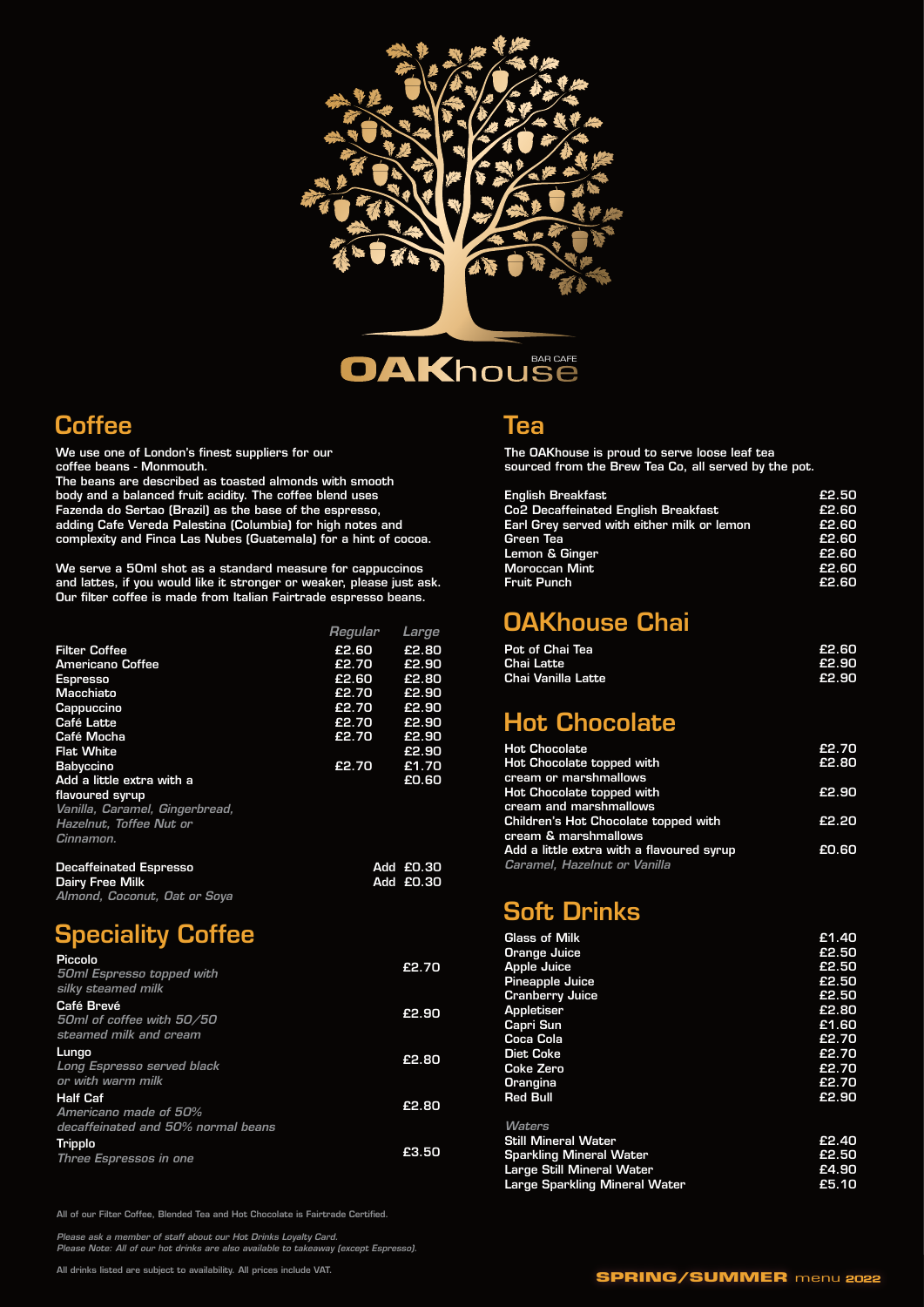# OAKhouse

BAR CAFE

## Coffee

We use one of London's finest suppliers for our coffee beans - Monmouth.
The beans are described as toasted almonds with smooth body and a balanced fruit acidity. The coffee blend uses Fazenda do Sertao (Brazil) as the base of the espresso, adding Cafe Vereda Palestina (Columbia) for high notes and complexity and Finca Las Nubes (Guatemala) for a hint of cocoa.

We serve a 50ml shot as a standard measure for cappuccinos and lattes, if you would like it stronger or weaker, please just ask. Our filter coffee is made from Italian Fairtrade espresso beans.

| | *Regular* | *Large* |
|---|---|---|
| Filter Coffee | £2.60 | £2.80 |
| Americano Coffee | £2.70 | £2.90 |
| Espresso | £2.60 | £2.80 |
| Macchiato | £2.70 | £2.90 |
| Cappuccino | £2.70 | £2.90 |
| Café Latte | £2.70 | £2.90 |
| Café Mocha | £2.70 | £2.90 |
| Flat White | | £2.90 |
| Babyccino | £2.70 | £1.70 |
| Add a little extra with a flavoured syrup *Vanilla, Caramel, Gingerbread, Hazelnut, Toffee Nut or Cinnamon.* | | £0.60 |

| | |
|---|---|
| Decaffeinated Espresso | Add £0.30 |
| Dairy Free Milk *Almond, Coconut, Oat or Soya* | Add £0.30 |

## Speciality Coffee

| | |
|---|---|
| Piccolo *50ml Espresso topped with silky steamed milk* | £2.70 |
| Café Brevé *50ml of coffee with 50/50 steamed milk and cream* | £2.90 |
| Lungo *Long Espresso served black or with warm milk* | £2.80 |
| Half Caf *Americano made of 50% decaffeinated and 50% normal beans* | £2.80 |
| Tripplo *Three Espressos in one* | £3.50 |

## Tea

The OAKhouse is proud to serve loose leaf tea sourced from the Brew Tea Co, all served by the pot.

| | |
|---|---|
| English Breakfast | £2.50 |
| Co2 Decaffeinated English Breakfast | £2.60 |
| Earl Grey served with either milk or lemon | £2.60 |
| Green Tea | £2.60 |
| Lemon & Ginger | £2.60 |
| Moroccan Mint | £2.60 |
| Fruit Punch | £2.60 |

## OAKhouse Chai

| | |
|---|---|
| Pot of Chai Tea | £2.60 |
| Chai Latte | £2.90 |
| Chai Vanilla Latte | £2.90 |

## Hot Chocolate

| | |
|---|---|
| Hot Chocolate | £2.70 |
| Hot Chocolate topped with cream or marshmallows | £2.80 |
| Hot Chocolate topped with cream and marshmallows | £2.90 |
| Children's Hot Chocolate topped with cream & marshmallows | £2.20 |
| Add a little extra with a flavoured syrup *Caramel, Hazelnut or Vanilla* | £0.60 |

## Soft Drinks

| | |
|---|---|
| Glass of Milk | £1.40 |
| Orange Juice | £2.50 |
| Apple Juice | £2.50 |
| Pineapple Juice | £2.50 |
| Cranberry Juice | £2.50 |
| Appletiser | £2.80 |
| Capri Sun | £1.60 |
| Coca Cola | £2.70 |
| Diet Coke | £2.70 |
| Coke Zero | £2.70 |
| Orangina | £2.70 |
| Red Bull | £2.90 |

*Waters*

| | |
|---|---|
| Still Mineral Water | £2.40 |
| Sparkling Mineral Water | £2.50 |
| Large Still Mineral Water | £4.90 |
| Large Sparkling Mineral Water | £5.10 |

All of our Filter Coffee, Blended Tea and Hot Chocolate is Fairtrade Certified.

*Please ask a member of staff about our Hot Drinks Loyalty Card.*
*Please Note: All of our hot drinks are also available to takeaway (except Espresso).*

All drinks listed are subject to availability. All prices include VAT.

**SPRING/SUMMER** menu **2022**